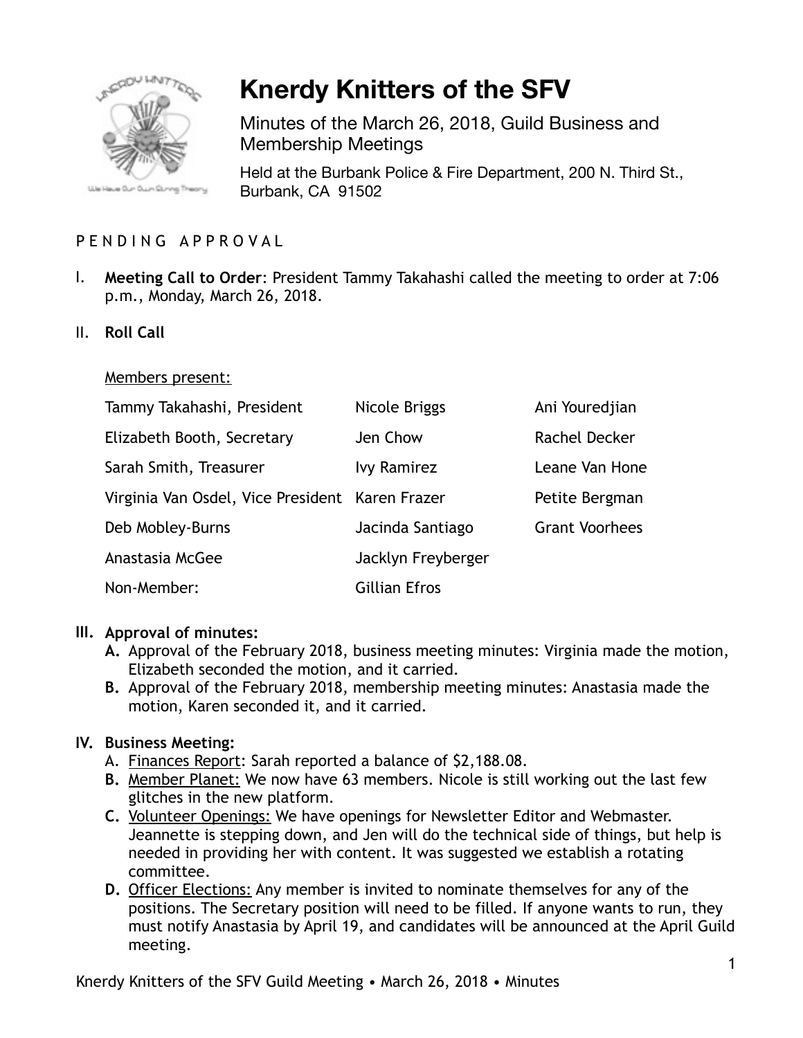# Knerdy Knitters of the SFV

Minutes of the March 26, 2018, Guild Business and Membership Meetings

Held at the Burbank Police & Fire Department, 200 N. Third St., Burbank, CA 91502

P E N D I N G A P P R O V A L

I. **Meeting Call to Order**: President Tammy Takahashi called the meeting to order at 7:06 p.m., Monday, March 26, 2018.

II. **Roll Call**

<u>Members present:</u>

| | | |
|---|---|---|
| Tammy Takahashi, President | Nicole Briggs | Ani Youredjian |
| Elizabeth Booth, Secretary | Jen Chow | Rachel Decker |
| Sarah Smith, Treasurer | Ivy Ramirez | Leane Van Hone |
| Virginia Van Osdel, Vice President | Karen Frazer | Petite Bergman |
| Deb Mobley-Burns | Jacinda Santiago | Grant Voorhees |
| Anastasia McGee | Jacklyn Freyberger | |
| Non-Member: | Gillian Efros | |

III. **Approval of minutes:**

A. Approval of the February 2018, business meeting minutes: Virginia made the motion, Elizabeth seconded the motion, and it carried.

B. Approval of the February 2018, membership meeting minutes: Anastasia made the motion, Karen seconded it, and it carried.

IV. **Business Meeting:**

A. <u>Finances Report</u>: Sarah reported a balance of $2,188.08.

B. <u>Member Planet:</u> We now have 63 members. Nicole is still working out the last few glitches in the new platform.

C. <u>Volunteer Openings:</u> We have openings for Newsletter Editor and Webmaster. Jeannette is stepping down, and Jen will do the technical side of things, but help is needed in providing her with content. It was suggested we establish a rotating committee.

D. <u>Officer Elections:</u> Any member is invited to nominate themselves for any of the positions. The Secretary position will need to be filled. If anyone wants to run, they must notify Anastasia by April 19, and candidates will be announced at the April Guild meeting.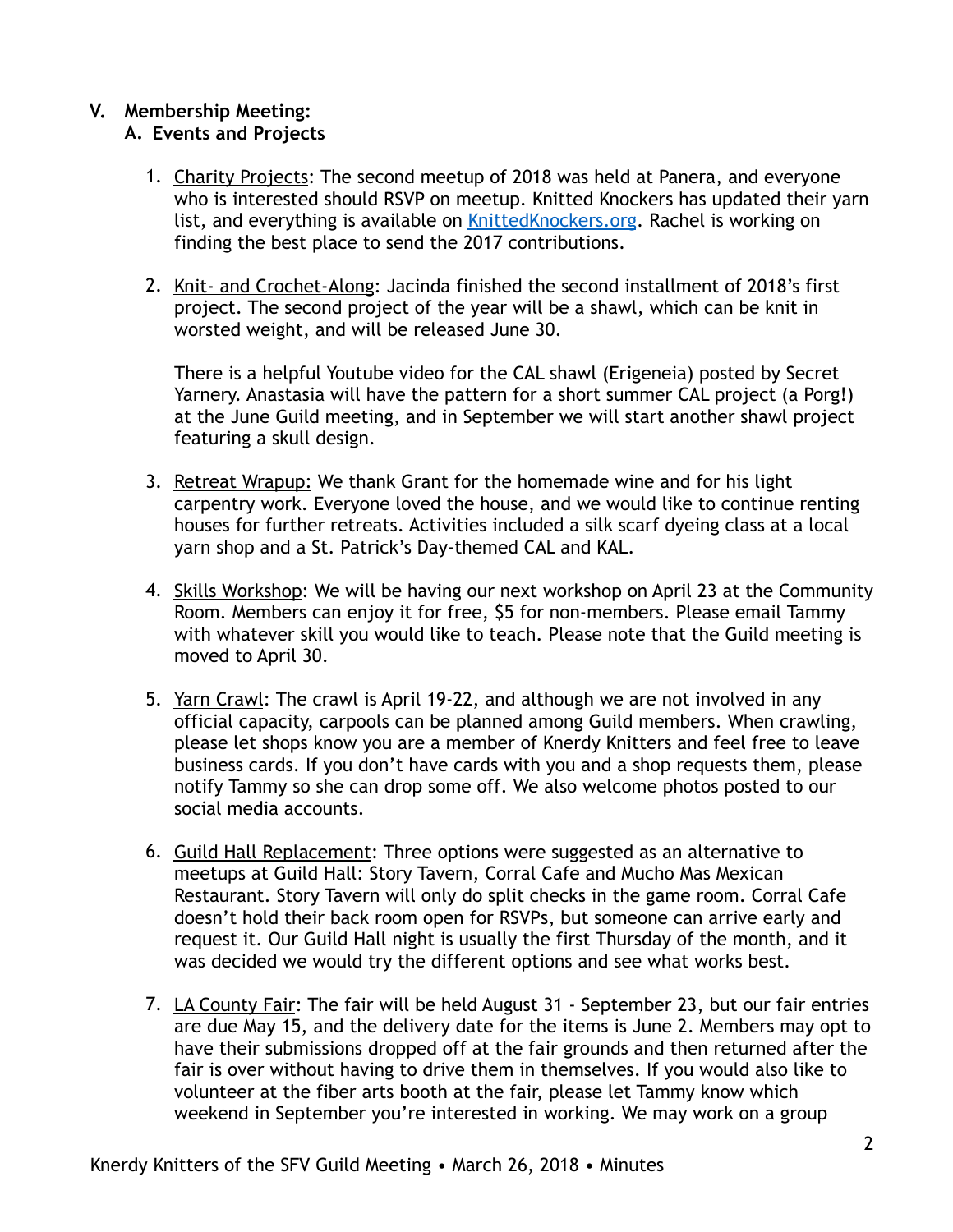V. **Membership Meeting:**

A. **Events and Projects**

1. Charity Projects: The second meetup of 2018 was held at Panera, and everyone who is interested should RSVP on meetup. Knitted Knockers has updated their yarn list, and everything is available on [KnittedKnockers.org](KnittedKnockers.org). Rachel is working on finding the best place to send the 2017 contributions.

2. Knit- and Crochet-Along: Jacinda finished the second installment of 2018's first project. The second project of the year will be a shawl, which can be knit in worsted weight, and will be released June 30.

   There is a helpful Youtube video for the CAL shawl (Erigeneia) posted by Secret Yarnery. Anastasia will have the pattern for a short summer CAL project (a Porg!) at the June Guild meeting, and in September we will start another shawl project featuring a skull design.

3. Retreat Wrapup: We thank Grant for the homemade wine and for his light carpentry work. Everyone loved the house, and we would like to continue renting houses for further retreats. Activities included a silk scarf dyeing class at a local yarn shop and a St. Patrick's Day-themed CAL and KAL.

4. Skills Workshop: We will be having our next workshop on April 23 at the Community Room. Members can enjoy it for free, $5 for non-members. Please email Tammy with whatever skill you would like to teach. Please note that the Guild meeting is moved to April 30.

5. Yarn Crawl: The crawl is April 19-22, and although we are not involved in any official capacity, carpools can be planned among Guild members. When crawling, please let shops know you are a member of Knerdy Knitters and feel free to leave business cards. If you don't have cards with you and a shop requests them, please notify Tammy so she can drop some off. We also welcome photos posted to our social media accounts.

6. Guild Hall Replacement: Three options were suggested as an alternative to meetups at Guild Hall: Story Tavern, Corral Cafe and Mucho Mas Mexican Restaurant. Story Tavern will only do split checks in the game room. Corral Cafe doesn't hold their back room open for RSVPs, but someone can arrive early and request it. Our Guild Hall night is usually the first Thursday of the month, and it was decided we would try the different options and see what works best.

7. LA County Fair: The fair will be held August 31 - September 23, but our fair entries are due May 15, and the delivery date for the items is June 2. Members may opt to have their submissions dropped off at the fair grounds and then returned after the fair is over without having to drive them in themselves. If you would also like to volunteer at the fiber arts booth at the fair, please let Tammy know which weekend in September you're interested in working. We may work on a group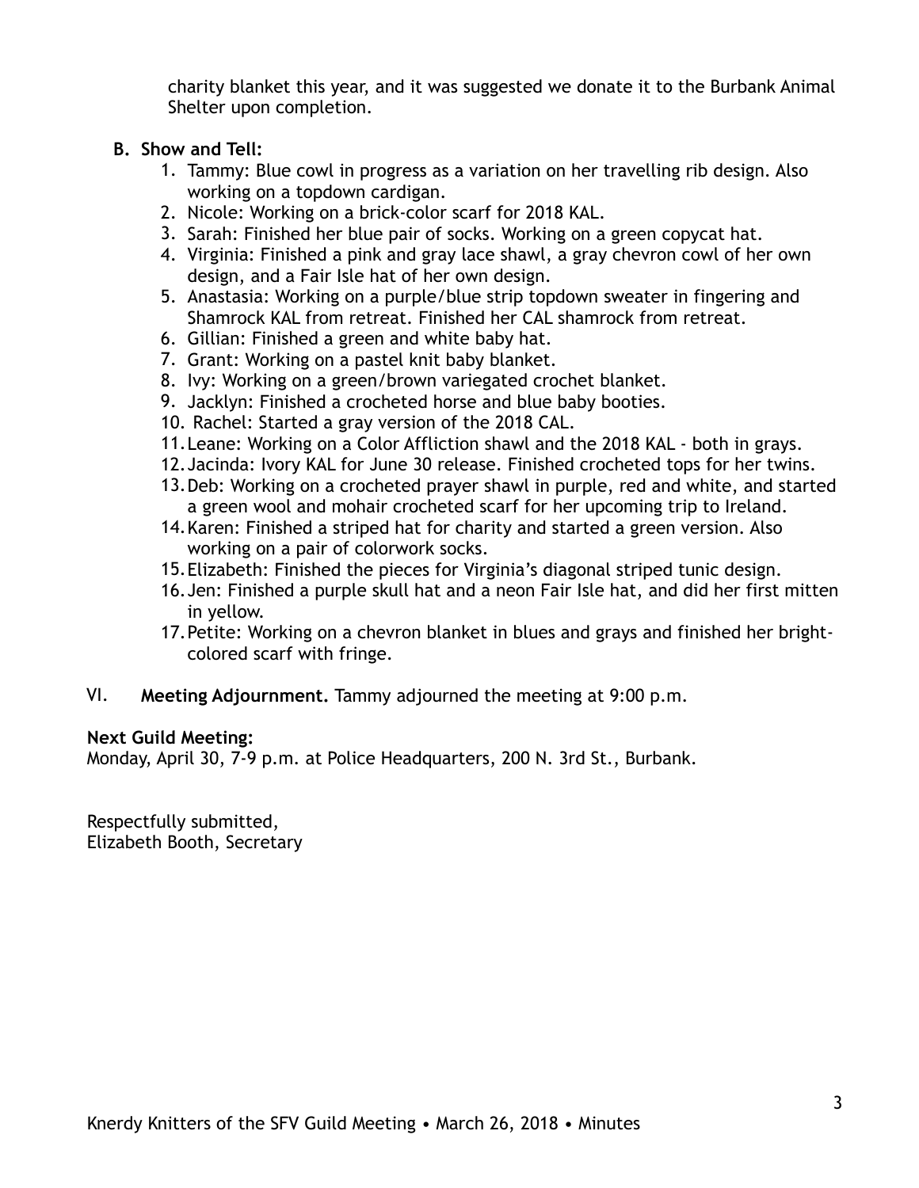charity blanket this year, and it was suggested we donate it to the Burbank Animal Shelter upon completion.

**B. Show and Tell:**

1. Tammy: Blue cowl in progress as a variation on her travelling rib design. Also working on a topdown cardigan.
2. Nicole: Working on a brick-color scarf for 2018 KAL.
3. Sarah: Finished her blue pair of socks. Working on a green copycat hat.
4. Virginia: Finished a pink and gray lace shawl, a gray chevron cowl of her own design, and a Fair Isle hat of her own design.
5. Anastasia: Working on a purple/blue strip topdown sweater in fingering and Shamrock KAL from retreat. Finished her CAL shamrock from retreat.
6. Gillian: Finished a green and white baby hat.
7. Grant: Working on a pastel knit baby blanket.
8. Ivy: Working on a green/brown variegated crochet blanket.
9. Jacklyn: Finished a crocheted horse and blue baby booties.
10. Rachel: Started a gray version of the 2018 CAL.
11. Leane: Working on a Color Affliction shawl and the 2018 KAL - both in grays.
12. Jacinda: Ivory KAL for June 30 release. Finished crocheted tops for her twins.
13. Deb: Working on a crocheted prayer shawl in purple, red and white, and started a green wool and mohair crocheted scarf for her upcoming trip to Ireland.
14. Karen: Finished a striped hat for charity and started a green version. Also working on a pair of colorwork socks.
15. Elizabeth: Finished the pieces for Virginia's diagonal striped tunic design.
16. Jen: Finished a purple skull hat and a neon Fair Isle hat, and did her first mitten in yellow.
17. Petite: Working on a chevron blanket in blues and grays and finished her bright-colored scarf with fringe.

VI. **Meeting Adjournment.** Tammy adjourned the meeting at 9:00 p.m.

**Next Guild Meeting:**
Monday, April 30, 7-9 p.m. at Police Headquarters, 200 N. 3rd St., Burbank.

Respectfully submitted,
Elizabeth Booth, Secretary